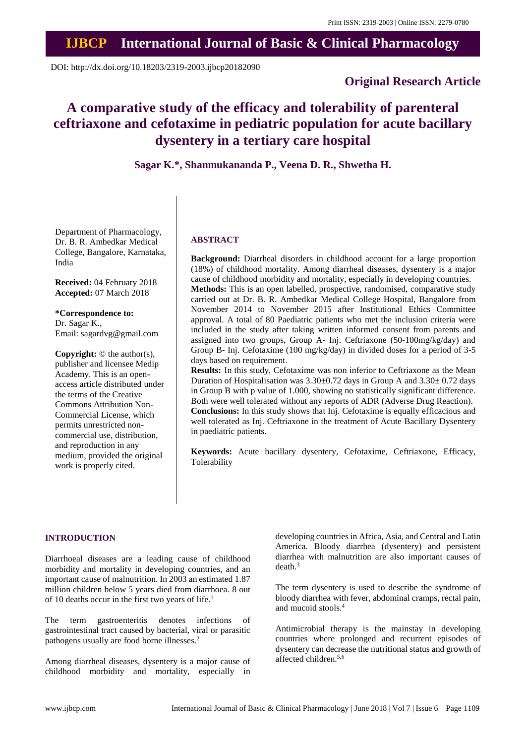# A comparative study of the efficacy and tolerability of parenteral ceftriaxone and cefotaxime in pediatric population for acute bacillary dysentery in a tertiary care hospital

**Sagar K.\*, Shanmukananda P., Veena D. R., Shwetha H.**

Original Research Article

DOI: http://dx.doi.org/10.18203/2319-2003.ijbcp20182090

Department of Pharmacology, Dr. B. R. Ambedkar Medical College, Bangalore, Karnataka, India

**Received:** 04 February 2018
**Accepted:** 07 March 2018

**\*Correspondence to:**
Dr. Sagar K.,
Email: sagardvg@gmail.com

**Copyright:** © the author(s), publisher and licensee Medip Academy. This is an open-access article distributed under the terms of the Creative Commons Attribution Non-Commercial License, which permits unrestricted non-commercial use, distribution, and reproduction in any medium, provided the original work is properly cited.

## ABSTRACT

**Background:** Diarrheal disorders in childhood account for a large proportion (18%) of childhood mortality. Among diarrheal diseases, dysentery is a major cause of childhood morbidity and mortality, especially in developing countries.

**Methods:** This is an open labelled, prospective, randomised, comparative study carried out at Dr. B. R. Ambedkar Medical College Hospital, Bangalore from November 2014 to November 2015 after Institutional Ethics Committee approval. A total of 80 Paediatric patients who met the inclusion criteria were included in the study after taking written informed consent from parents and assigned into two groups, Group A- Inj. Ceftriaxone (50-100mg/kg/day) and Group B- Inj. Cefotaxime (100 mg/kg/day) in divided doses for a period of 3-5 days based on requirement.

**Results:** In this study, Cefotaxime was non inferior to Ceftriaxone as the Mean Duration of Hospitalisation was 3.30±0.72 days in Group A and 3.30± 0.72 days in Group B with p value of 1.000, showing no statistically significant difference. Both were well tolerated without any reports of ADR (Adverse Drug Reaction).

**Conclusions:** In this study shows that Inj. Cefotaxime is equally efficacious and well tolerated as Inj. Ceftriaxone in the treatment of Acute Bacillary Dysentery in paediatric patients.

**Keywords:** Acute bacillary dysentery, Cefotaxime, Ceftriaxone, Efficacy, Tolerability

## INTRODUCTION

Diarrhoeal diseases are a leading cause of childhood morbidity and mortality in developing countries, and an important cause of malnutrition. In 2003 an estimated 1.87 million children below 5 years died from diarrhoea. 8 out of 10 deaths occur in the first two years of life.[1]

The term gastroenteritis denotes infections of gastrointestinal tract caused by bacterial, viral or parasitic pathogens usually are food borne illnesses.[2]

Among diarrheal diseases, dysentery is a major cause of childhood morbidity and mortality, especially in developing countries in Africa, Asia, and Central and Latin America. Bloody diarrhea (dysentery) and persistent diarrhea with malnutrition are also important causes of death.[3]

The term dysentery is used to describe the syndrome of bloody diarrhea with fever, abdominal cramps, rectal pain, and mucoid stools.[4]

Antimicrobial therapy is the mainstay in developing countries where prolonged and recurrent episodes of dysentery can decrease the nutritional status and growth of affected children.[5,6]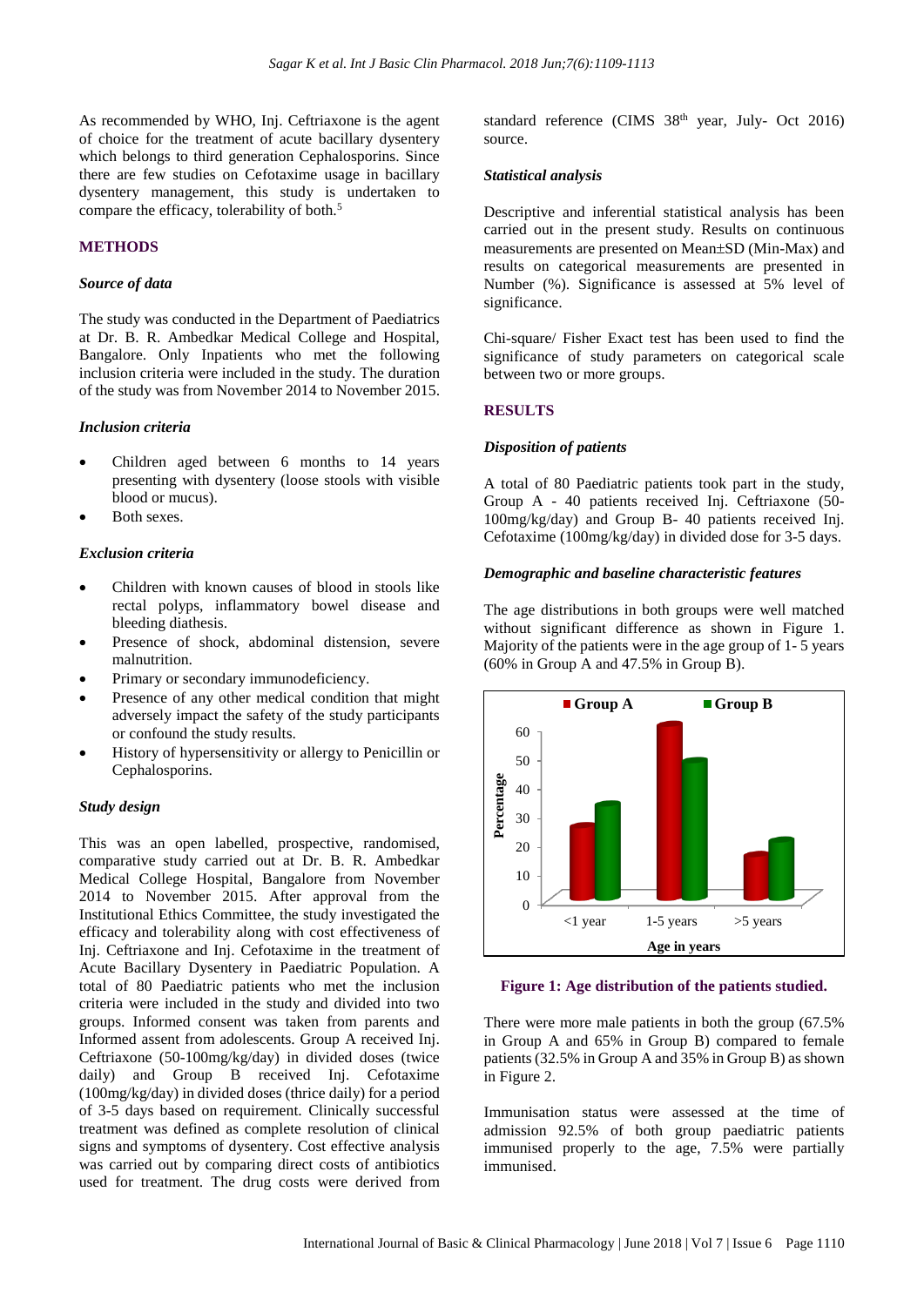As recommended by WHO, Inj. Ceftriaxone is the agent of choice for the treatment of acute bacillary dysentery which belongs to third generation Cephalosporins. Since there are few studies on Cefotaxime usage in bacillary dysentery management, this study is undertaken to compare the efficacy, tolerability of both.[5]

## METHODS

### *Source of data*

The study was conducted in the Department of Paediatrics at Dr. B. R. Ambedkar Medical College and Hospital, Bangalore. Only Inpatients who met the following inclusion criteria were included in the study. The duration of the study was from November 2014 to November 2015.

### *Inclusion criteria*

- Children aged between 6 months to 14 years presenting with dysentery (loose stools with visible blood or mucus).
- Both sexes.

### *Exclusion criteria*

- Children with known causes of blood in stools like rectal polyps, inflammatory bowel disease and bleeding diathesis.
- Presence of shock, abdominal distension, severe malnutrition.
- Primary or secondary immunodeficiency.
- Presence of any other medical condition that might adversely impact the safety of the study participants or confound the study results.
- History of hypersensitivity or allergy to Penicillin or Cephalosporins.

### *Study design*

This was an open labelled, prospective, randomised, comparative study carried out at Dr. B. R. Ambedkar Medical College Hospital, Bangalore from November 2014 to November 2015. After approval from the Institutional Ethics Committee, the study investigated the efficacy and tolerability along with cost effectiveness of Inj. Ceftriaxone and Inj. Cefotaxime in the treatment of Acute Bacillary Dysentery in Paediatric Population. A total of 80 Paediatric patients who met the inclusion criteria were included in the study and divided into two groups. Informed consent was taken from parents and Informed assent from adolescents. Group A received Inj. Ceftriaxone (50-100mg/kg/day) in divided doses (twice daily) and Group B received Inj. Cefotaxime (100mg/kg/day) in divided doses (thrice daily) for a period of 3-5 days based on requirement. Clinically successful treatment was defined as complete resolution of clinical signs and symptoms of dysentery. Cost effective analysis was carried out by comparing direct costs of antibiotics used for treatment. The drug costs were derived from standard reference (CIMS 38th year, July- Oct 2016) source.

### *Statistical analysis*

Descriptive and inferential statistical analysis has been carried out in the present study. Results on continuous measurements are presented on Mean±SD (Min-Max) and results on categorical measurements are presented in Number (%). Significance is assessed at 5% level of significance.

Chi-square/ Fisher Exact test has been used to find the significance of study parameters on categorical scale between two or more groups.

## RESULTS

### *Disposition of patients*

A total of 80 Paediatric patients took part in the study, Group A - 40 patients received Inj. Ceftriaxone (50-100mg/kg/day) and Group B- 40 patients received Inj. Cefotaxime (100mg/kg/day) in divided dose for 3-5 days.

### *Demographic and baseline characteristic features*

The age distributions in both groups were well matched without significant difference as shown in Figure 1. Majority of the patients were in the age group of 1- 5 years (60% in Group A and 47.5% in Group B).

**Figure 1: Age distribution of the patients studied.**

There were more male patients in both the group (67.5% in Group A and 65% in Group B) compared to female patients (32.5% in Group A and 35% in Group B) as shown in Figure 2.

Immunisation status were assessed at the time of admission 92.5% of both group paediatric patients immunised properly to the age, 7.5% were partially immunised.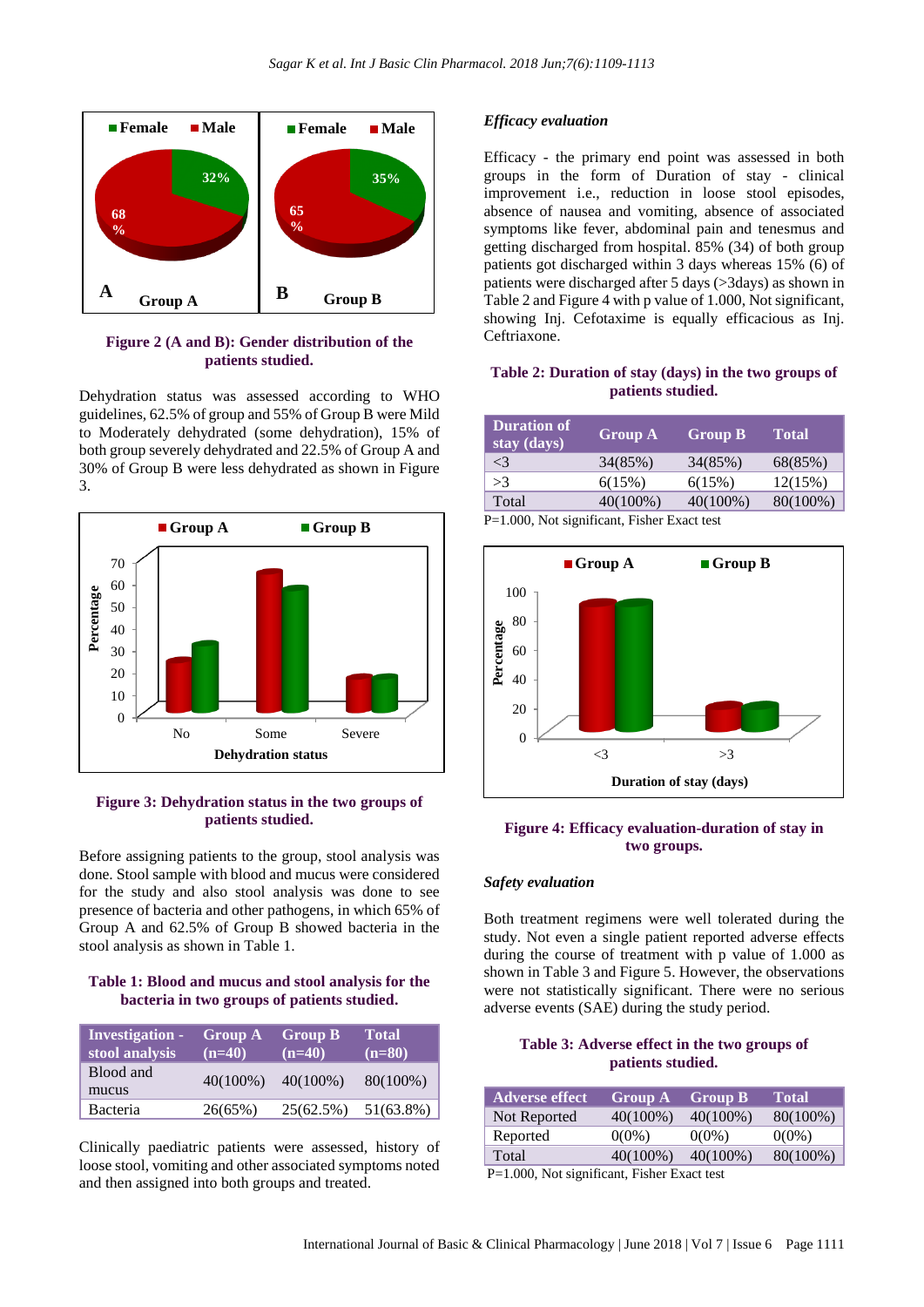Figure 2 (A and B): Gender distribution of the patients studied.

Dehydration status was assessed according to WHO guidelines, 62.5% of group and 55% of Group B were Mild to Moderately dehydrated (some dehydration), 15% of both group severely dehydrated and 22.5% of Group A and 30% of Group B were less dehydrated as shown in Figure 3.

Figure 3: Dehydration status in the two groups of patients studied.

Before assigning patients to the group, stool analysis was done. Stool sample with blood and mucus were considered for the study and also stool analysis was done to see presence of bacteria and other pathogens, in which 65% of Group A and 62.5% of Group B showed bacteria in the stool analysis as shown in Table 1.

**Table 1: Blood and mucus and stool analysis for the bacteria in two groups of patients studied.**

| Investigation - stool analysis | Group A (n=40) | Group B (n=40) | Total (n=80) |
|---|---|---|---|
| Blood and mucus | 40(100%) | 40(100%) | 80(100%) |
| Bacteria | 26(65%) | 25(62.5%) | 51(63.8%) |

Clinically paediatric patients were assessed, history of loose stool, vomiting and other associated symptoms noted and then assigned into both groups and treated.

### *Efficacy evaluation*

Efficacy - the primary end point was assessed in both groups in the form of Duration of stay - clinical improvement i.e., reduction in loose stool episodes, absence of nausea and vomiting, absence of associated symptoms like fever, abdominal pain and tenesmus and getting discharged from hospital. 85% (34) of both group patients got discharged within 3 days whereas 15% (6) of patients were discharged after 5 days (>3days) as shown in Table 2 and Figure 4 with p value of 1.000, Not significant, showing Inj. Cefotaxime is equally efficacious as Inj. Ceftriaxone.

**Table 2: Duration of stay (days) in the two groups of patients studied.**

| Duration of stay (days) | Group A | Group B | Total |
|---|---|---|---|
| <3 | 34(85%) | 34(85%) | 68(85%) |
| >3 | 6(15%) | 6(15%) | 12(15%) |
| Total | 40(100%) | 40(100%) | 80(100%) |

P=1.000, Not significant, Fisher Exact test

Figure 4: Efficacy evaluation-duration of stay in two groups.

### *Safety evaluation*

Both treatment regimens were well tolerated during the study. Not even a single patient reported adverse effects during the course of treatment with p value of 1.000 as shown in Table 3 and Figure 5. However, the observations were not statistically significant. There were no serious adverse events (SAE) during the study period.

**Table 3: Adverse effect in the two groups of patients studied.**

| Adverse effect | Group A | Group B | Total |
|---|---|---|---|
| Not Reported | 40(100%) | 40(100%) | 80(100%) |
| Reported | 0(0%) | 0(0%) | 0(0%) |
| Total | 40(100%) | 40(100%) | 80(100%) |

P=1.000, Not significant, Fisher Exact test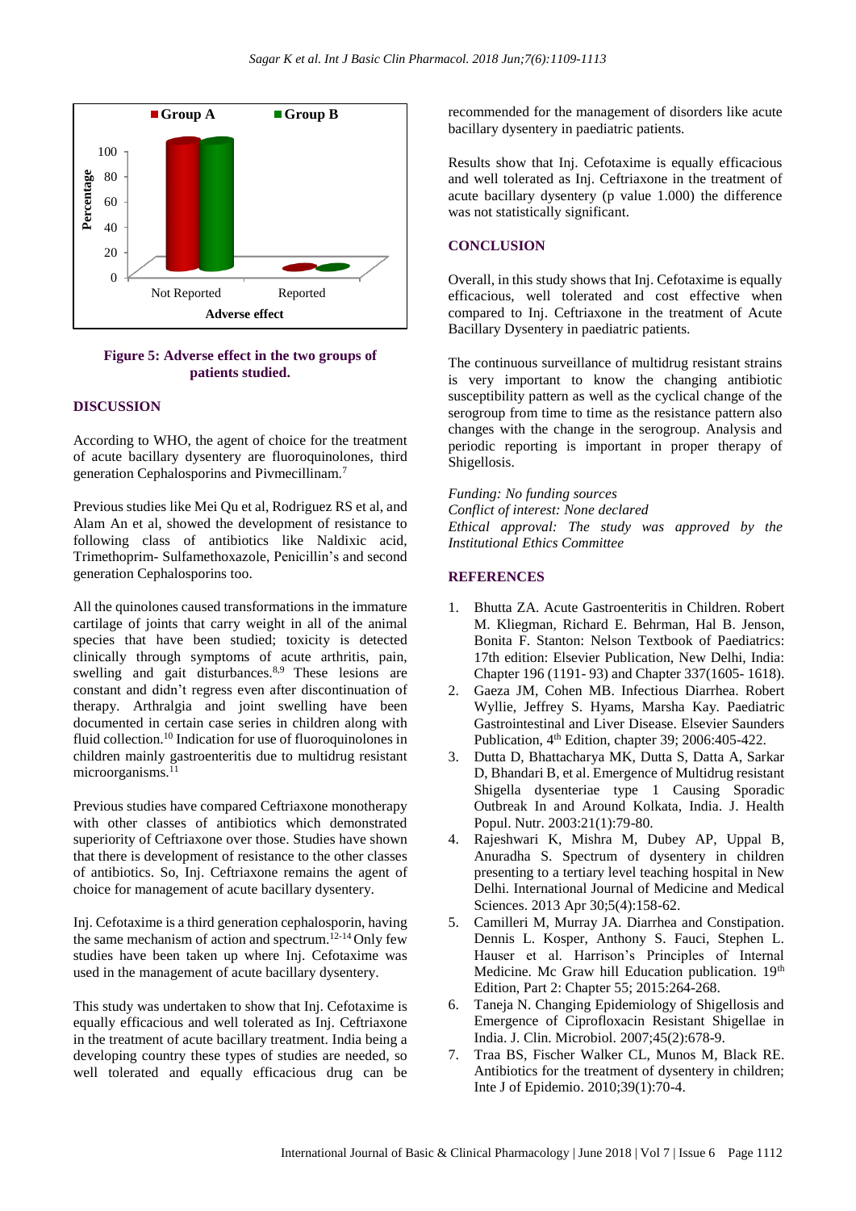Figure 5: Adverse effect in the two groups of patients studied.

## DISCUSSION

According to WHO, the agent of choice for the treatment of acute bacillary dysentery are fluoroquinolones, third generation Cephalosporins and Pivmecillinam.[7]

Previous studies like Mei Qu et al, Rodriguez RS et al, and Alam An et al, showed the development of resistance to following class of antibiotics like Naldixic acid, Trimethoprim- Sulfamethoxazole, Penicillin's and second generation Cephalosporins too.

All the quinolones caused transformations in the immature cartilage of joints that carry weight in all of the animal species that have been studied; toxicity is detected clinically through symptoms of acute arthritis, pain, swelling and joint swelling and gait disturbances.[8,9] These lesions are constant and didn't regress even after discontinuation of therapy. Arthralgia and joint swelling have been documented in certain case series in children along with fluid collection.[10] Indication for use of fluoroquinolones in children mainly gastroenteritis due to multidrug resistant microorganisms.[11]

Previous studies have compared Ceftriaxone monotherapy with other classes of antibiotics which demonstrated superiority of Ceftriaxone over those. Studies have shown that there is development of resistance to the other classes of antibiotics. So, Inj. Ceftriaxone remains the agent of choice for management of acute bacillary dysentery.

Inj. Cefotaxime is a third generation cephalosporin, having the same mechanism of action and spectrum.[12-14] Only few studies have been taken up where Inj. Cefotaxime was used in the management of acute bacillary dysentery.

This study was undertaken to show that Inj. Cefotaxime is equally efficacious and well tolerated as Inj. Ceftriaxone in the treatment of acute bacillary treatment. India being a developing country these types of studies are needed, so well tolerated and equally efficacious drug can be recommended for the management of disorders like acute bacillary dysentery in paediatric patients.

Results show that Inj. Cefotaxime is equally efficacious and well tolerated as Inj. Ceftriaxone in the treatment of acute bacillary dysentery (p value 1.000) the difference was not statistically significant.

## CONCLUSION

Overall, in this study shows that Inj. Cefotaxime is equally efficacious, well tolerated and cost effective when compared to Inj. Ceftriaxone in the treatment of Acute Bacillary Dysentery in paediatric patients.

The continuous surveillance of multidrug resistant strains is very important to know the changing antibiotic susceptibility pattern as well as the cyclical change of the serogroup from time to time as the resistance pattern also changes with the change in the serogroup. Analysis and periodic reporting is important in proper therapy of Shigellosis.

*Funding: No funding sources*
*Conflict of interest: None declared*
*Ethical approval: The study was approved by the Institutional Ethics Committee*

## REFERENCES

1. Bhutta ZA. Acute Gastroenteritis in Children. Robert M. Kliegman, Richard E. Behrman, Hal B. Jenson, Bonita F. Stanton: Nelson Textbook of Paediatrics: 17th edition: Elsevier Publication, New Delhi, India: Chapter 196 (1191- 93) and Chapter 337(1605- 1618).
2. Gaeza JM, Cohen MB. Infectious Diarrhea. Robert Wyllie, Jeffrey S. Hyams, Marsha Kay. Paediatric Gastrointestinal and Liver Disease. Elsevier Saunders Publication, 4th Edition, chapter 39; 2006:405-422.
3. Dutta D, Bhattacharya MK, Dutta S, Datta A, Sarkar D, Bhandari B, et al. Emergence of Multidrug resistant Shigella dysenteriae type 1 Causing Sporadic Outbreak In and Around Kolkata, India. J. Health Popul. Nutr. 2003:21(1):79-80.
4. Rajeshwari K, Mishra M, Dubey AP, Uppal B, Anuradha S. Spectrum of dysentery in children presenting to a tertiary level teaching hospital in New Delhi. International Journal of Medicine and Medical Sciences. 2013 Apr 30;5(4):158-62.
5. Camilleri M, Murray JA. Diarrhea and Constipation. Dennis L. Kosper, Anthony S. Fauci, Stephen L. Hauser et al. Harrison's Principles of Internal Medicine. Mc Graw hill Education publication. 19th Edition, Part 2: Chapter 55; 2015:264-268.
6. Taneja N. Changing Epidemiology of Shigellosis and Emergence of Ciprofloxacin Resistant Shigellae in India. J. Clin. Microbiol. 2007;45(2):678-9.
7. Traa BS, Fischer Walker CL, Munos M, Black RE. Antibiotics for the treatment of dysentery in children; Inte J of Epidemio. 2010;39(1):70-4.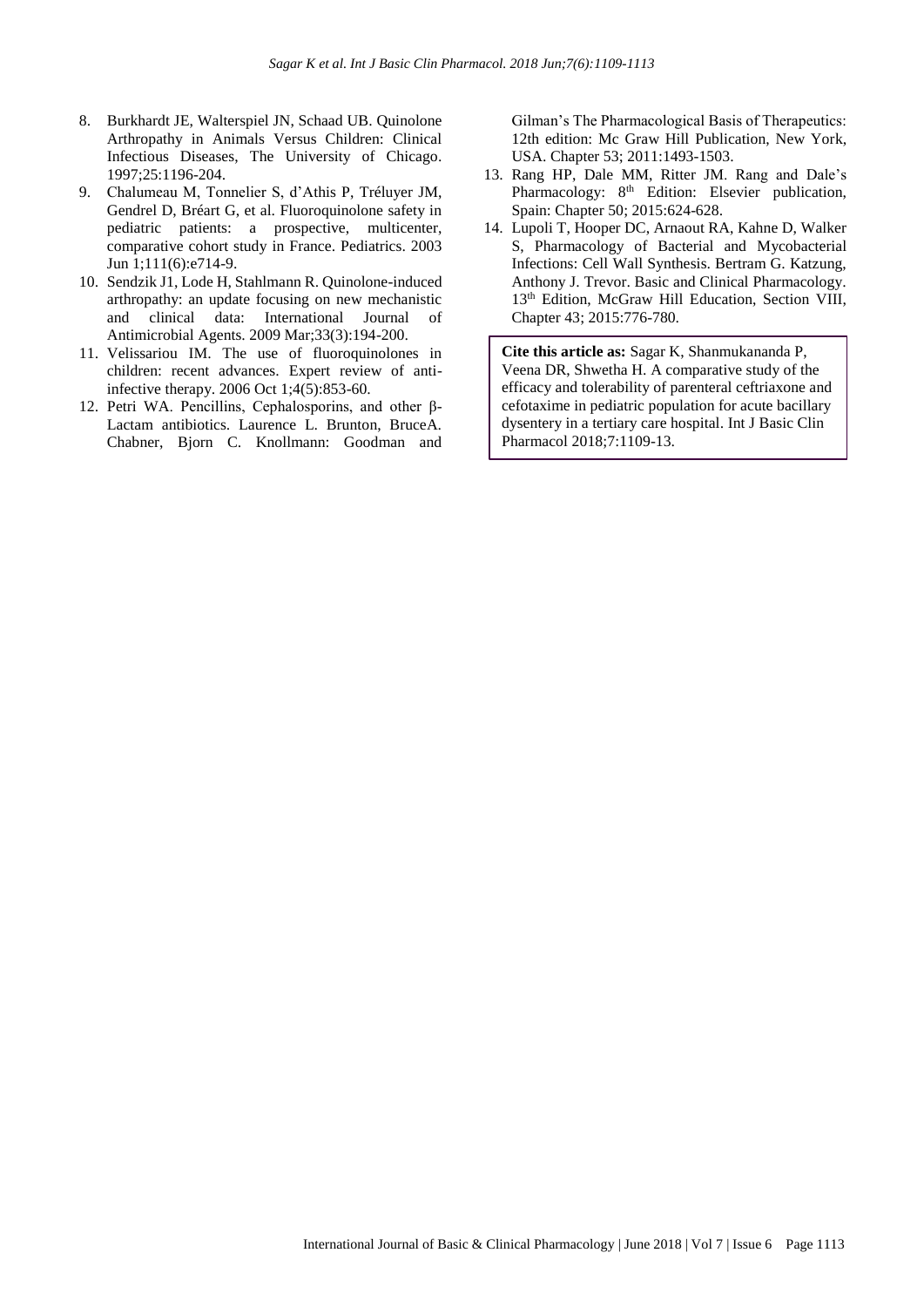8. Burkhardt JE, Walterspiel JN, Schaad UB. Quinolone Arthropathy in Animals Versus Children: Clinical Infectious Diseases, The University of Chicago. 1997;25:1196-204.
9. Chalumeau M, Tonnelier S, d'Athis P, Tréluyer JM, Gendrel D, Bréart G, et al. Fluoroquinolone safety in pediatric patients: a prospective, multicenter, comparative cohort study in France. Pediatrics. 2003 Jun 1;111(6):e714-9.
10. Sendzik J1, Lode H, Stahlmann R. Quinolone-induced arthropathy: an update focusing on new mechanistic and clinical data: International Journal of Antimicrobial Agents. 2009 Mar;33(3):194-200.
11. Velissariou IM. The use of fluoroquinolones in children: recent advances. Expert review of anti-infective therapy. 2006 Oct 1;4(5):853-60.
12. Petri WA. Pencillins, Cephalosporins, and other β-Lactam antibiotics. Laurence L. Brunton, BruceA. Chabner, Bjorn C. Knollmann: Goodman and Gilman's The Pharmacological Basis of Therapeutics: 12th edition: Mc Graw Hill Publication, New York, USA. Chapter 53; 2011:1493-1503.
13. Rang HP, Dale MM, Ritter JM. Rang and Dale's Pharmacology: 8th Edition: Elsevier publication, Spain: Chapter 50; 2015:624-628.
14. Lupoli T, Hooper DC, Arnaout RA, Kahne D, Walker S, Pharmacology of Bacterial and Mycobacterial Infections: Cell Wall Synthesis. Bertram G. Katzung, Anthony J. Trevor. Basic and Clinical Pharmacology. 13th Edition, McGraw Hill Education, Section VIII, Chapter 43; 2015:776-780.

**Cite this article as:** Sagar K, Shanmukananda P, Veena DR, Shwetha H. A comparative study of the efficacy and tolerability of parenteral ceftriaxone and cefotaxime in pediatric population for acute bacillary dysentery in a tertiary care hospital. Int J Basic Clin Pharmacol 2018;7:1109-13.